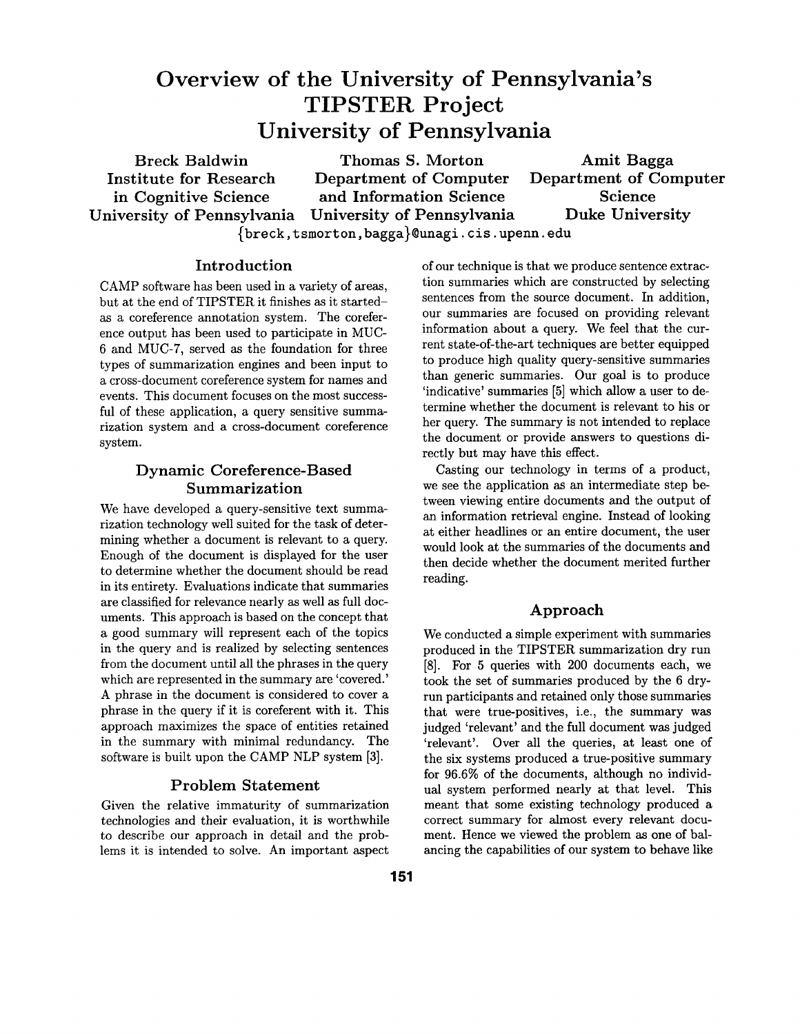# Overview of the University of Pennsylvania's TIPSTER Project University of Pennsylvania

**Breck Baldwin**
Institute for Research in Cognitive Science
University of Pennsylvania

**Thomas S. Morton**
Department of Computer and Information Science
University of Pennsylvania

**Amit Bagga**
Department of Computer Science
Duke University

{breck,tsmorton,bagga}@unagi.cis.upenn.edu

## Introduction

CAMP software has been used in a variety of areas, but at the end of TIPSTER it finishes as it started– as a coreference annotation system. The coreference output has been used to participate in MUC-6 and MUC-7, served as the foundation for three types of summarization engines and been input to a cross-document coreference system for names and events. This document focuses on the most successful of these application, a query sensitive summarization system and a cross-document coreference system.

## Dynamic Coreference-Based Summarization

We have developed a query-sensitive text summarization technology well suited for the task of determining whether a document is relevant to a query. Enough of the document is displayed for the user to determine whether the document should be read in its entirety. Evaluations indicate that summaries are classified for relevance nearly as well as full documents. This approach is based on the concept that a good summary will represent each of the topics in the query and is realized by selecting sentences from the document until all the phrases in the query which are represented in the summary are 'covered.' A phrase in the document is considered to cover a phrase in the query if it is coreferent with it. This approach maximizes the space of entities retained in the summary with minimal redundancy. The software is built upon the CAMP NLP system [3].

## Problem Statement

Given the relative immaturity of summarization technologies and their evaluation, it is worthwhile to describe our approach in detail and the problems it is intended to solve. An important aspect of our technique is that we produce sentence extraction summaries which are constructed by selecting sentences from the source document. In addition, our summaries are focused on providing relevant information about a query. We feel that the current state-of-the-art techniques are better equipped to produce high quality query-sensitive summaries than generic summaries. Our goal is to produce 'indicative' summaries [5] which allow a user to determine whether the document is relevant to his or her query. The summary is not intended to replace the document or provide answers to questions directly but may have this effect.

Casting our technology in terms of a product, we see the application as an intermediate step between viewing entire documents and the output of an information retrieval engine. Instead of looking at either headlines or an entire document, the user would look at the summaries of the documents and then decide whether the document merited further reading.

## Approach

We conducted a simple experiment with summaries produced in the TIPSTER summarization dry run [8]. For 5 queries with 200 documents each, we took the set of summaries produced by the 6 dry-run participants and retained only those summaries that were true-positives, i.e., the summary was judged 'relevant' and the full document was judged 'relevant'. Over all the queries, at least one of the six systems produced a true-positive summary for 96.6% of the documents, although no individual system performed nearly at that level. This meant that some existing technology produced a correct summary for almost every relevant document. Hence we viewed the problem as one of balancing the capabilities of our system to behave like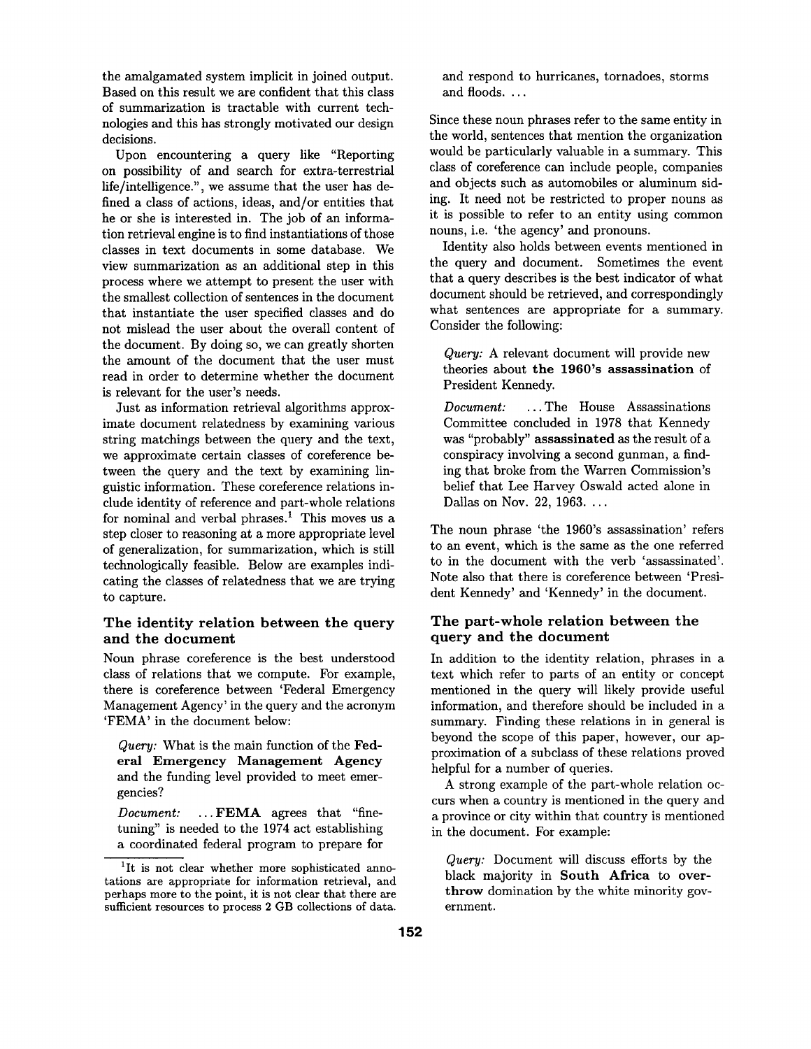the amalgamated system implicit in joined output. Based on this result we are confident that this class of summarization is tractable with current technologies and this has strongly motivated our design decisions.

Upon encountering a query like "Reporting on possibility of and search for extra-terrestrial life/intelligence.", we assume that the user has defined a class of actions, ideas, and/or entities that he or she is interested in. The job of an information retrieval engine is to find instantiations of those classes in text documents in some database. We view summarization as an additional step in this process where we attempt to present the user with the smallest collection of sentences in the document that instantiate the user specified classes and do not mislead the user about the overall content of the document. By doing so, we can greatly shorten the amount of the document that the user must read in order to determine whether the document is relevant for the user's needs.

Just as information retrieval algorithms approximate document relatedness by examining various string matchings between the query and the text, we approximate certain classes of coreference between the query and the text by examining linguistic information. These coreference relations include identity of reference and part-whole relations for nominal and verbal phrases.[1] This moves us a step closer to reasoning at a more appropriate level of generalization, for summarization, which is still technologically feasible. Below are examples indicating the classes of relatedness that we are trying to capture.

### The identity relation between the query and the document

Noun phrase coreference is the best understood class of relations that we compute. For example, there is coreference between 'Federal Emergency Management Agency' in the query and the acronym 'FEMA' in the document below:

> *Query:* What is the main function of the **Federal Emergency Management Agency** and the funding level provided to meet emergencies?
>
> *Document:* ...**FEMA** agrees that "fine-tuning" is needed to the 1974 act establishing a coordinated federal program to prepare for and respond to hurricanes, tornadoes, storms and floods. ...

Since these noun phrases refer to the same entity in the world, sentences that mention the organization would be particularly valuable in a summary. This class of coreference can include people, companies and objects such as automobiles or aluminum siding. It need not be restricted to proper nouns as it is possible to refer to an entity using common nouns, i.e. 'the agency' and pronouns.

Identity also holds between events mentioned in the query and document. Sometimes the event that a query describes is the best indicator of what document should be retrieved, and correspondingly what sentences are appropriate for a summary. Consider the following:

> *Query:* A relevant document will provide new theories about **the 1960's assassination** of President Kennedy.
>
> *Document:* ...The House Assassinations Committee concluded in 1978 that Kennedy was "probably" **assassinated** as the result of a conspiracy involving a second gunman, a finding that broke from the Warren Commission's belief that Lee Harvey Oswald acted alone in Dallas on Nov. 22, 1963. ...

The noun phrase 'the 1960's assassination' refers to an event, which is the same as the one referred to in the document with the verb 'assassinated'. Note also that there is coreference between 'President Kennedy' and 'Kennedy' in the document.

### The part-whole relation between the query and the document

In addition to the identity relation, phrases in a text which refer to parts of an entity or concept mentioned in the query will likely provide useful information, and therefore should be included in a summary. Finding these relations in in general is beyond the scope of this paper, however, our approximation of a subclass of these relations proved helpful for a number of queries.

A strong example of the part-whole relation occurs when a country is mentioned in the query and a province or city within that country is mentioned in the document. For example:

> *Query:* Document will discuss efforts by the black majority in **South Africa** to **overthrow** domination by the white minority government.

[1] It is not clear whether more sophisticated annotations are appropriate for information retrieval, and perhaps more to the point, it is not clear that there are sufficient resources to process 2 GB collections of data.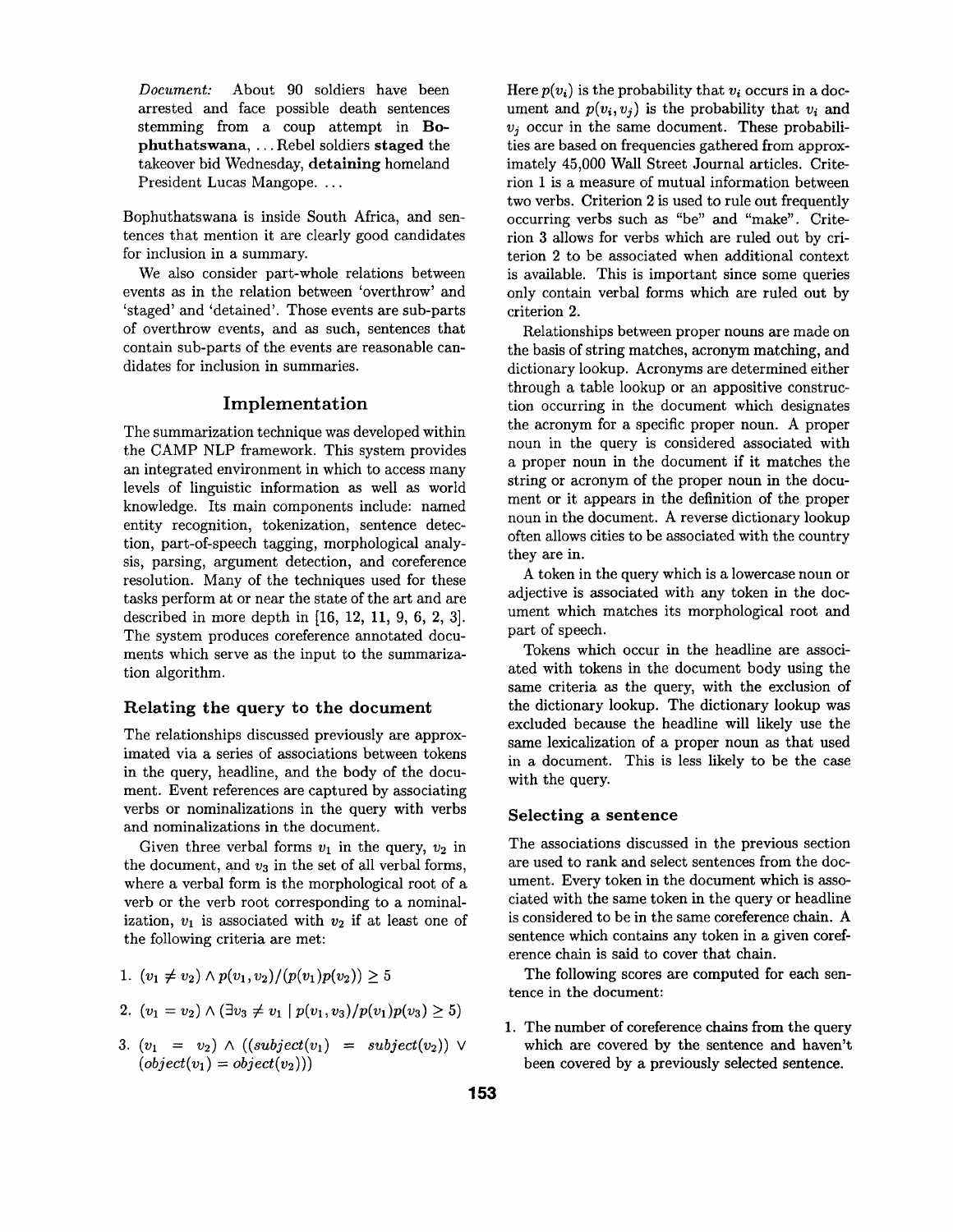*Document:* About 90 soldiers have been arrested and face possible death sentences stemming from a coup attempt in **Bophuthatswana**, ... Rebel soldiers **staged** the takeover bid Wednesday, **detaining** homeland President Lucas Mangope. ...

Bophuthatswana is inside South Africa, and sentences that mention it are clearly good candidates for inclusion in a summary.

We also consider part-whole relations between events as in the relation between 'overthrow' and 'staged' and 'detained'. Those events are sub-parts of overthrow events, and as such, sentences that contain sub-parts of the events are reasonable candidates for inclusion in summaries.

## Implementation

The summarization technique was developed within the CAMP NLP framework. This system provides an integrated environment in which to access many levels of linguistic information as well as world knowledge. Its main components include: named entity recognition, tokenization, sentence detection, part-of-speech tagging, morphological analysis, parsing, argument detection, and coreference resolution. Many of the techniques used for these tasks perform at or near the state of the art and are described in more depth in [16, 12, 11, 9, 6, 2, 3]. The system produces coreference annotated documents which serve as the input to the summarization algorithm.

### Relating the query to the document

The relationships discussed previously are approximated via a series of associations between tokens in the query, headline, and the body of the document. Event references are captured by associating verbs or nominalizations in the query with verbs and nominalizations in the document.

Given three verbal forms $v_1$ in the query, $v_2$ in the document, and $v_3$ in the set of all verbal forms, where a verbal form is the morphological root of a verb or the verb root corresponding to a nominalization, $v_1$ is associated with $v_2$ if at least one of the following criteria are met:

1. $(v_1 \neq v_2) \wedge p(v_1, v_2)/(p(v_1)p(v_2)) \geq 5$
2. $(v_1 = v_2) \wedge (\exists v_3 \neq v_1 \mid p(v_1, v_3)/p(v_1)p(v_3) \geq 5)$
3. $(v_1 = v_2) \wedge ((subject(v_1) = subject(v_2)) \vee (object(v_1) = object(v_2)))$

Here $p(v_i)$ is the probability that $v_i$ occurs in a document and $p(v_i, v_j)$ is the probability that $v_i$ and $v_j$ occur in the same document. These probabilities are based on frequencies gathered from approximately 45,000 Wall Street Journal articles. Criterion 1 is a measure of mutual information between two verbs. Criterion 2 is used to rule out frequently occurring verbs such as "be" and "make". Criterion 3 allows for verbs which are ruled out by criterion 2 to be associated when additional context is available. This is important since some queries only contain verbal forms which are ruled out by criterion 2.

Relationships between proper nouns are made on the basis of string matches, acronym matching, and dictionary lookup. Acronyms are determined either through a table lookup or an appositive construction occurring in the document which designates the acronym for a specific proper noun. A proper noun in the query is considered associated with a proper noun in the document if it matches the string or acronym of the proper noun in the document or it appears in the definition of the proper noun in the document. A reverse dictionary lookup often allows cities to be associated with the country they are in.

A token in the query which is a lowercase noun or adjective is associated with any token in the document which matches its morphological root and part of speech.

Tokens which occur in the headline are associated with tokens in the document body using the same criteria as the query, with the exclusion of the dictionary lookup. The dictionary lookup was excluded because the headline will likely use the same lexicalization of a proper noun as that used in a document. This is less likely to be the case with the query.

### Selecting a sentence

The associations discussed in the previous section are used to rank and select sentences from the document. Every token in the document which is associated with the same token in the query or headline is considered to be in the same coreference chain. A sentence which contains any token in a given coreference chain is said to cover that chain.

The following scores are computed for each sentence in the document:

1. The number of coreference chains from the query which are covered by the sentence and haven't been covered by a previously selected sentence.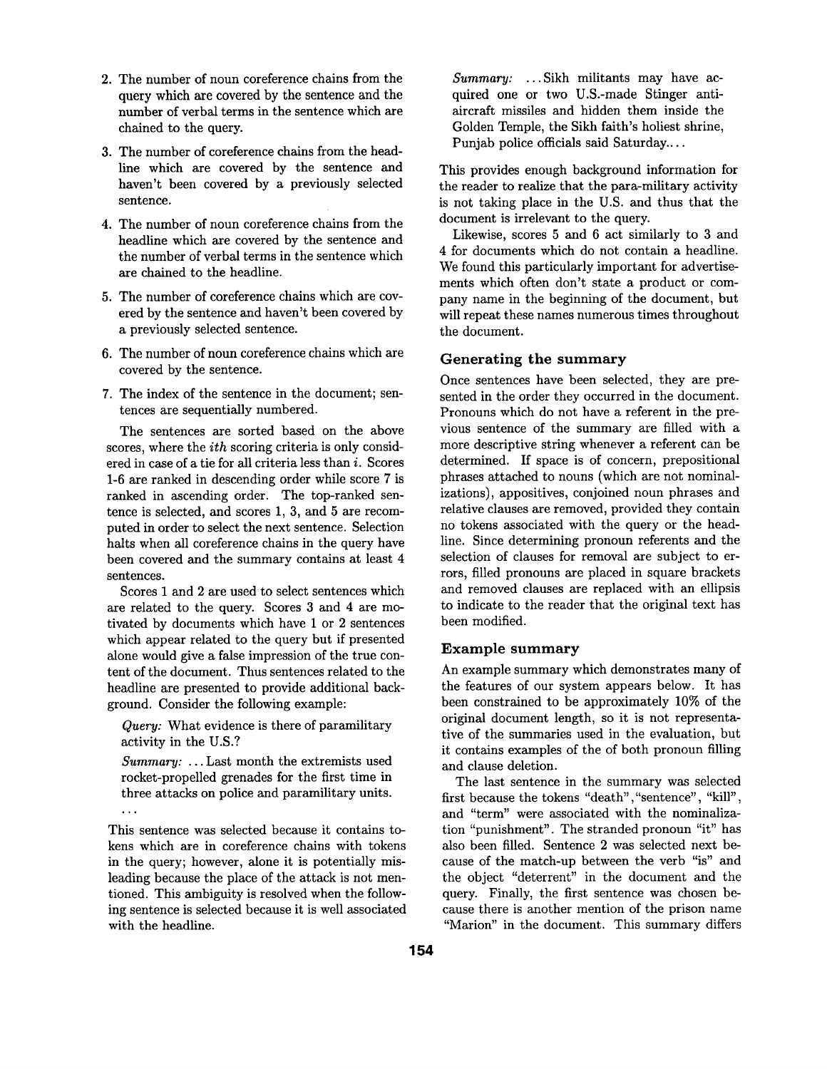2. The number of noun coreference chains from the query which are covered by the sentence and the number of verbal terms in the sentence which are chained to the query.

3. The number of coreference chains from the headline which are covered by the sentence and haven't been covered by a previously selected sentence.

4. The number of noun coreference chains from the headline which are covered by the sentence and the number of verbal terms in the sentence which are chained to the headline.

5. The number of coreference chains which are covered by the sentence and haven't been covered by a previously selected sentence.

6. The number of noun coreference chains which are covered by the sentence.

7. The index of the sentence in the document; sentences are sequentially numbered.

The sentences are sorted based on the above scores, where the *ith* scoring criteria is only considered in case of a tie for all criteria less than $i$. Scores 1-6 are ranked in descending order while score 7 is ranked in ascending order. The top-ranked sentence is selected, and scores 1, 3, and 5 are recomputed in order to select the next sentence. Selection halts when all coreference chains in the query have been covered and the summary contains at least 4 sentences.

Scores 1 and 2 are used to select sentences which are related to the query. Scores 3 and 4 are motivated by documents which have 1 or 2 sentences which appear related to the query but if presented alone would give a false impression of the true content of the document. Thus sentences related to the headline are presented to provide additional background. Consider the following example:

> *Query:* What evidence is there of paramilitary activity in the U.S.?
>
> *Summary:* ... Last month the extremists used rocket-propelled grenades for the first time in three attacks on police and paramilitary units. ...

This sentence was selected because it contains tokens which are in coreference chains with tokens in the query; however, alone it is potentially misleading because the place of the attack is not mentioned. This ambiguity is resolved when the following sentence is selected because it is well associated with the headline.

> *Summary:* ... Sikh militants may have acquired one or two U.S.-made Stinger anti-aircraft missiles and hidden them inside the Golden Temple, the Sikh faith's holiest shrine, Punjab police officials said Saturday....

This provides enough background information for the reader to realize that the para-military activity is not taking place in the U.S. and thus that the document is irrelevant to the query.

Likewise, scores 5 and 6 act similarly to 3 and 4 for documents which do not contain a headline. We found this particularly important for advertisements which often don't state a product or company name in the beginning of the document, but will repeat these names numerous times throughout the document.

### Generating the summary

Once sentences have been selected, they are presented in the order they occurred in the document. Pronouns which do not have a referent in the previous sentence of the summary are filled with a more descriptive string whenever a referent can be determined. If space is of concern, prepositional phrases attached to nouns (which are not nominalizations), appositives, conjoined noun phrases and relative clauses are removed, provided they contain no tokens associated with the query or the headline. Since determining pronoun referents and the selection of clauses for removal are subject to errors, filled pronouns are placed in square brackets and removed clauses are replaced with an ellipsis to indicate to the reader that the original text has been modified.

### Example summary

An example summary which demonstrates many of the features of our system appears below. It has been constrained to be approximately 10% of the original document length, so it is not representative of the summaries used in the evaluation, but it contains examples of the of both pronoun filling and clause deletion.

The last sentence in the summary was selected first because the tokens "death", "sentence", "kill", and "term" were associated with the nominalization "punishment". The stranded pronoun "it" has also been filled. Sentence 2 was selected next because of the match-up between the verb "is" and the object "deterrent" in the document and the query. Finally, the first sentence was chosen because there is another mention of the prison name "Marion" in the document. This summary differs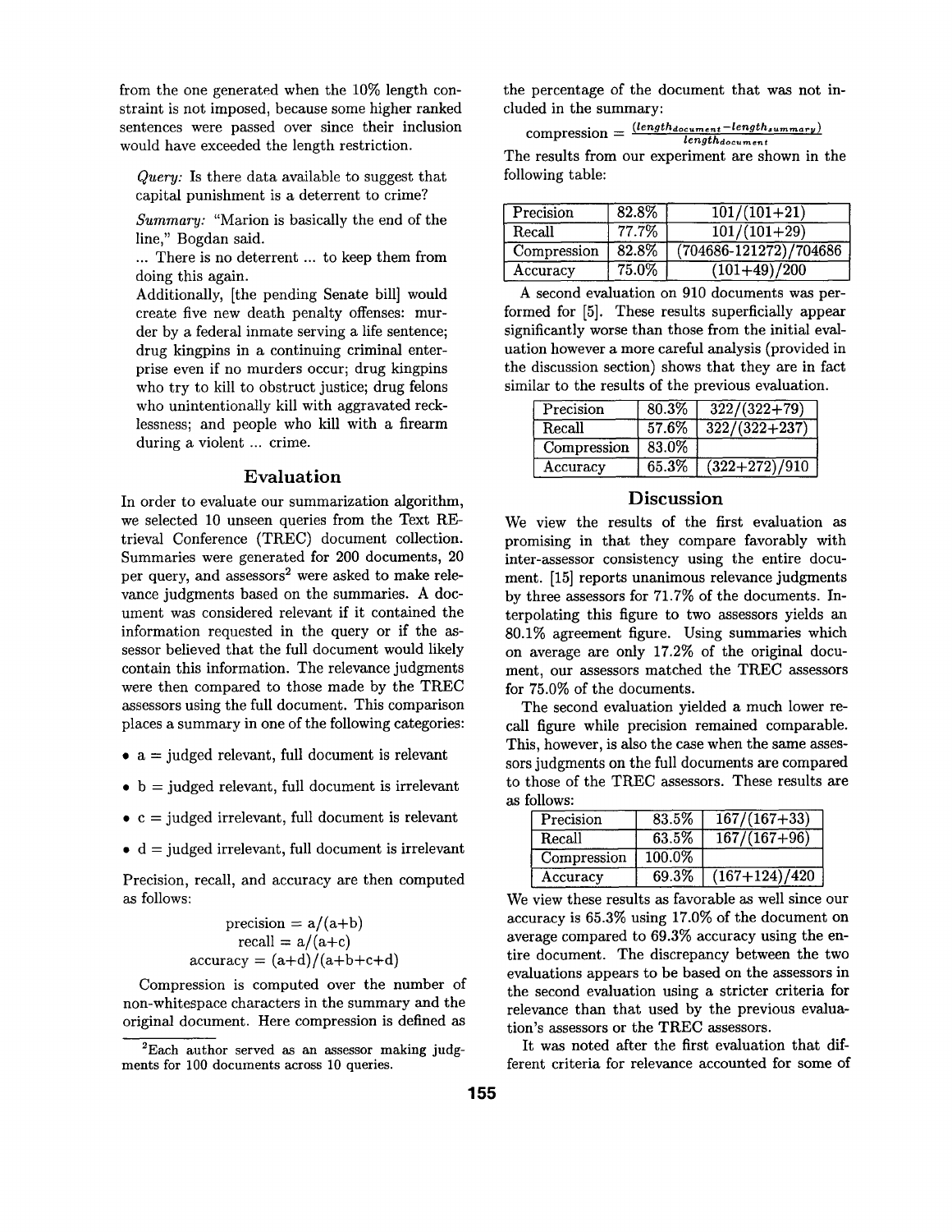from the one generated when the 10% length constraint is not imposed, because some higher ranked sentences were passed over since their inclusion would have exceeded the length restriction.

> *Query:* Is there data available to suggest that capital punishment is a deterrent to crime?
>
> *Summary:* "Marion is basically the end of the line," Bogdan said.
> ... There is no deterrent ... to keep them from doing this again.
> Additionally, [the pending Senate bill] would create five new death penalty offenses: murder by a federal inmate serving a life sentence; drug kingpins in a continuing criminal enterprise even if no murders occur; drug kingpins who try to kill to obstruct justice; drug felons who unintentionally kill with aggravated recklessness; and people who kill with a firearm during a violent ... crime.

## Evaluation

In order to evaluate our summarization algorithm, we selected 10 unseen queries from the Text REtrieval Conference (TREC) document collection. Summaries were generated for 200 documents, 20 per query, and assessors[2] were asked to make relevance judgments based on the summaries. A document was considered relevant if it contained the information requested in the query or if the assessor believed that the full document would likely contain this information. The relevance judgments were then compared to those made by the TREC assessors using the full document. This comparison places a summary in one of the following categories:

- a = judged relevant, full document is relevant
- b = judged relevant, full document is irrelevant
- c = judged irrelevant, full document is relevant
- d = judged irrelevant, full document is irrelevant

Precision, recall, and accuracy are then computed as follows:

$$\text{precision} = a/(a+b)$$
$$\text{recall} = a/(a+c)$$
$$\text{accuracy} = (a+d)/(a+b+c+d)$$

Compression is computed over the number of non-whitespace characters in the summary and the original document. Here compression is defined as the percentage of the document that was not included in the summary:

$$\text{compression} = \frac{(length_{document} - length_{summary})}{length_{document}}$$

The results from our experiment are shown in the following table:

| | | |
|---|---|---|
| Precision | 82.8% | 101/(101+21) |
| Recall | 77.7% | 101/(101+29) |
| Compression | 82.8% | (704686-121272)/704686 |
| Accuracy | 75.0% | (101+49)/200 |

A second evaluation on 910 documents was performed for [5]. These results superficially appear significantly worse than those from the initial evaluation however a more careful analysis (provided in the discussion section) shows that they are in fact similar to the results of the previous evaluation.

| | | |
|---|---|---|
| Precision | 80.3% | 322/(322+79) |
| Recall | 57.6% | 322/(322+237) |
| Compression | 83.0% | |
| Accuracy | 65.3% | (322+272)/910 |

## Discussion

We view the results of the first evaluation as promising in that they compare favorably with inter-assessor consistency using the entire document. [15] reports unanimous relevance judgments by three assessors for 71.7% of the documents. Interpolating this figure to two assessors yields an 80.1% agreement figure. Using summaries which on average are only 17.2% of the original document, our assessors matched the TREC assessors for 75.0% of the documents.

The second evaluation yielded a much lower recall figure while precision remained comparable. This, however, is also the case when the same assessors judgments on the full documents are compared to those of the TREC assessors. These results are as follows:

| | | |
|---|---|---|
| Precision | 83.5% | 167/(167+33) |
| Recall | 63.5% | 167/(167+96) |
| Compression | 100.0% | |
| Accuracy | 69.3% | (167+124)/420 |

We view these results as favorable as well since our accuracy is 65.3% using 17.0% of the document on average compared to 69.3% accuracy using the entire document. The discrepancy between the two evaluations appears to be based on the assessors in the second evaluation using a stricter criteria for relevance than that used by the previous evaluation's assessors or the TREC assessors.

It was noted after the first evaluation that different criteria for relevance accounted for some of

[2] Each author served as an assessor making judgments for 100 documents across 10 queries.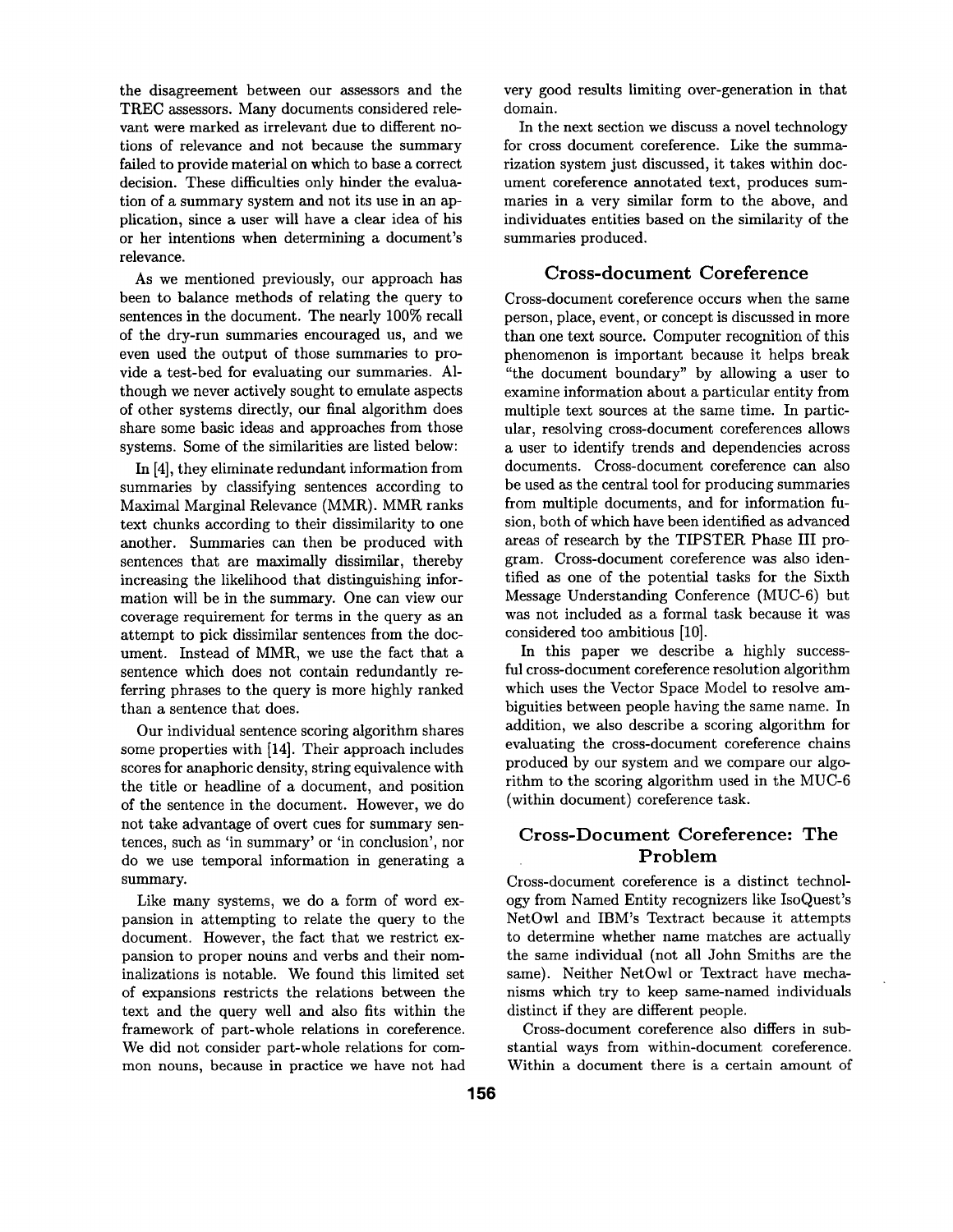the disagreement between our assessors and the TREC assessors. Many documents considered relevant were marked as irrelevant due to different notions of relevance and not because the summary failed to provide material on which to base a correct decision. These difficulties only hinder the evaluation of a summary system and not its use in an application, since a user will have a clear idea of his or her intentions when determining a document's relevance.

As we mentioned previously, our approach has been to balance methods of relating the query to sentences in the document. The nearly 100% recall of the dry-run summaries encouraged us, and we even used the output of those summaries to provide a test-bed for evaluating our summaries. Although we never actively sought to emulate aspects of other systems directly, our final algorithm does share some basic ideas and approaches from those systems. Some of the similarities are listed below:

In [4], they eliminate redundant information from summaries by classifying sentences according to Maximal Marginal Relevance (MMR). MMR ranks text chunks according to their dissimilarity to one another. Summaries can then be produced with sentences that are maximally dissimilar, thereby increasing the likelihood that distinguishing information will be in the summary. One can view our coverage requirement for terms in the query as an attempt to pick dissimilar sentences from the document. Instead of MMR, we use the fact that a sentence which does not contain redundantly referring phrases to the query is more highly ranked than a sentence that does.

Our individual sentence scoring algorithm shares some properties with [14]. Their approach includes scores for anaphoric density, string equivalence with the title or headline of a document, and position of the sentence in the document. However, we do not take advantage of overt cues for summary sentences, such as 'in summary' or 'in conclusion', nor do we use temporal information in generating a summary.

Like many systems, we do a form of word expansion in attempting to relate the query to the document. However, the fact that we restrict expansion to proper nouns and verbs and their nominalizations is notable. We found this limited set of expansions restricts the relations between the text and the query well and also fits within the framework of part-whole relations in coreference. We did not consider part-whole relations for common nouns, because in practice we have not had very good results limiting over-generation in that domain.

In the next section we discuss a novel technology for cross document coreference. Like the summarization system just discussed, it takes within document coreference annotated text, produces summaries in a very similar form to the above, and individuates entities based on the similarity of the summaries produced.

## Cross-document Coreference

Cross-document coreference occurs when the same person, place, event, or concept is discussed in more than one text source. Computer recognition of this phenomenon is important because it helps break "the document boundary" by allowing a user to examine information about a particular entity from multiple text sources at the same time. In particular, resolving cross-document coreferences allows a user to identify trends and dependencies across documents. Cross-document coreference can also be used as the central tool for producing summaries from multiple documents, and for information fusion, both of which have been identified as advanced areas of research by the TIPSTER Phase III program. Cross-document coreference was also identified as one of the potential tasks for the Sixth Message Understanding Conference (MUC-6) but was not included as a formal task because it was considered too ambitious [10].

In this paper we describe a highly successful cross-document coreference resolution algorithm which uses the Vector Space Model to resolve ambiguities between people having the same name. In addition, we also describe a scoring algorithm for evaluating the cross-document coreference chains produced by our system and we compare our algorithm to the scoring algorithm used in the MUC-6 (within document) coreference task.

## Cross-Document Coreference: The Problem

Cross-document coreference is a distinct technology from Named Entity recognizers like IsoQuest's NetOwl and IBM's Textract because it attempts to determine whether name matches are actually the same individual (not all John Smiths are the same). Neither NetOwl or Textract have mechanisms which try to keep same-named individuals distinct if they are different people.

Cross-document coreference also differs in substantial ways from within-document coreference. Within a document there is a certain amount of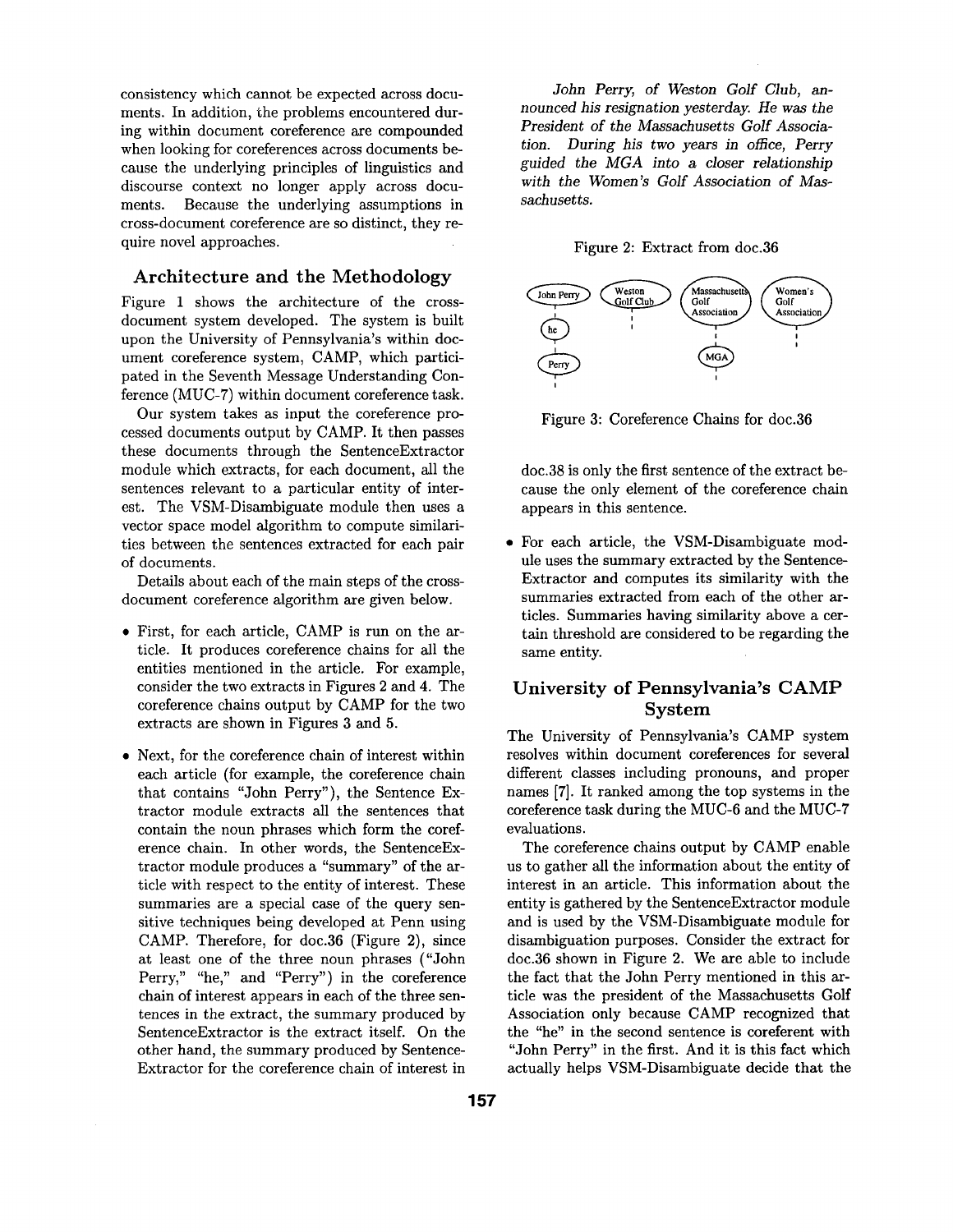consistency which cannot be expected across documents. In addition, the problems encountered during within document coreference are compounded when looking for coreferences across documents because the underlying principles of linguistics and discourse context no longer apply across documents. Because the underlying assumptions in cross-document coreference are so distinct, they require novel approaches.

## Architecture and the Methodology

Figure 1 shows the architecture of the cross-document system developed. The system is built upon the University of Pennsylvania's within document coreference system, CAMP, which participated in the Seventh Message Understanding Conference (MUC-7) within document coreference task.

Our system takes as input the coreference processed documents output by CAMP. It then passes these documents through the SentenceExtractor module which extracts, for each document, all the sentences relevant to a particular entity of interest. The VSM-Disambiguate module then uses a vector space model algorithm to compute similarities between the sentences extracted for each pair of documents.

Details about each of the main steps of the cross-document coreference algorithm are given below.

- First, for each article, CAMP is run on the article. It produces coreference chains for all the entities mentioned in the article. For example, consider the two extracts in Figures 2 and 4. The coreference chains output by CAMP for the two extracts are shown in Figures 3 and 5.
- Next, for the coreference chain of interest within each article (for example, the coreference chain that contains "John Perry"), the Sentence Extractor module extracts all the sentences that contain the noun phrases which form the coreference chain. In other words, the SentenceExtractor module produces a "summary" of the article with respect to the entity of interest. These summaries are a special case of the query sensitive techniques being developed at Penn using CAMP. Therefore, for doc.36 (Figure 2), since at least one of the three noun phrases ("John Perry," "he," and "Perry") in the coreference chain of interest appears in each of the three sentences in the extract, the summary produced by SentenceExtractor is the extract itself. On the other hand, the summary produced by SentenceExtractor for the coreference chain of interest in doc.38 is only the first sentence of the extract because the only element of the coreference chain appears in this sentence.
- For each article, the VSM-Disambiguate module uses the summary extracted by the SentenceExtractor and computes its similarity with the summaries extracted from each of the other articles. Summaries having similarity above a certain threshold are considered to be regarding the same entity.

*John Perry, of Weston Golf Club, announced his resignation yesterday. He was the President of the Massachusetts Golf Association. During his two years in office, Perry guided the MGA into a closer relationship with the Women's Golf Association of Massachusetts.*

Figure 2: Extract from doc.36

Figure 3: Coreference Chains for doc.36

## University of Pennsylvania's CAMP System

The University of Pennsylvania's CAMP system resolves within document coreferences for several different classes including pronouns, and proper names [7]. It ranked among the top systems in the coreference task during the MUC-6 and the MUC-7 evaluations.

The coreference chains output by CAMP enable us to gather all the information about the entity of interest in an article. This information about the entity is gathered by the SentenceExtractor module and is used by the VSM-Disambiguate module for disambiguation purposes. Consider the extract for doc.36 shown in Figure 2. We are able to include the fact that the John Perry mentioned in this article was the president of the Massachusetts Golf Association only because CAMP recognized that the "he" in the second sentence is coreferent with "John Perry" in the first. And it is this fact which actually helps VSM-Disambiguate decide that the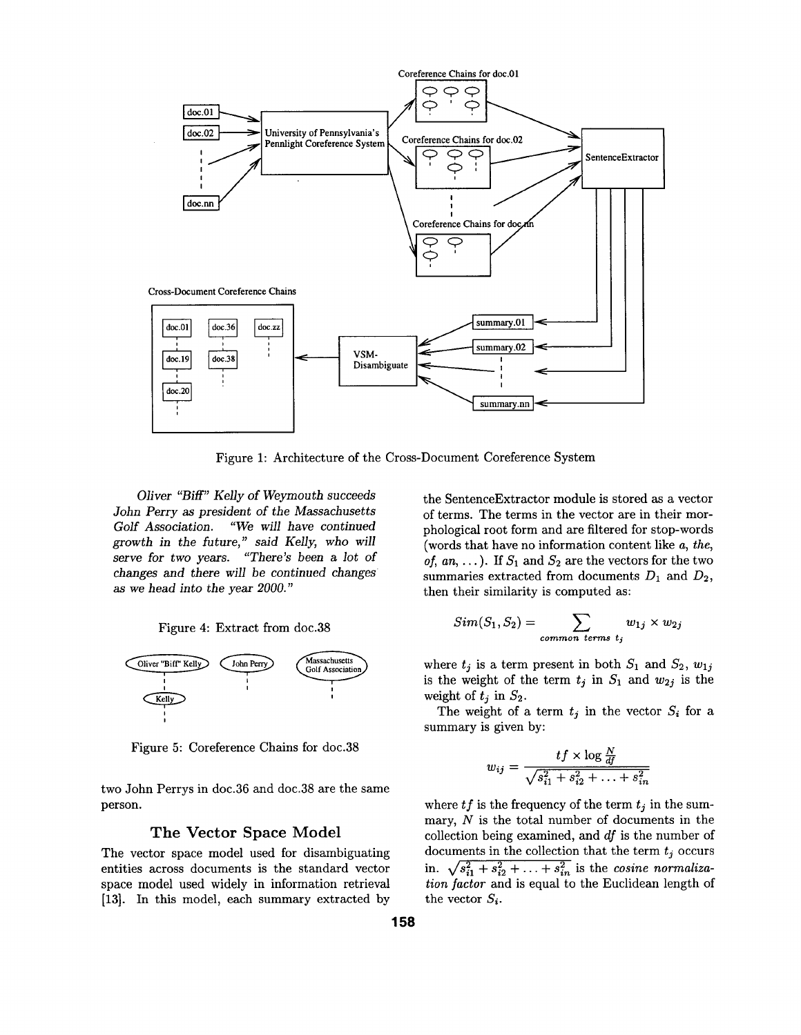Figure 1: Architecture of the Cross-Document Coreference System

*Oliver "Biff" Kelly of Weymouth succeeds John Perry as president of the Massachusetts Golf Association. "We will have continued growth in the future," said Kelly, who will serve for two years. "There's been a lot of changes and there will be continued changes as we head into the year 2000."*

Figure 4: Extract from doc.38

Figure 5: Coreference Chains for doc.38

two John Perrys in doc.36 and doc.38 are the same person.

## The Vector Space Model

The vector space model used for disambiguating entities across documents is the standard vector space model used widely in information retrieval [13]. In this model, each summary extracted by the SentenceExtractor module is stored as a vector of terms. The terms in the vector are in their morphological root form and are filtered for stop-words (words that have no information content like *a*, *the*, *of*, *an*, ...). If $S_1$ and $S_2$ are the vectors for the two summaries extracted from documents $D_1$ and $D_2$, then their similarity is computed as:

$$Sim(S_1, S_2) = \sum_{common\ terms\ t_j} w_{1j} \times w_{2j}$$

where $t_j$ is a term present in both $S_1$ and $S_2$, $w_{1j}$ is the weight of the term $t_j$ in $S_1$ and $w_{2j}$ is the weight of $t_j$ in $S_2$.

The weight of a term $t_j$ in the vector $S_i$ for a summary is given by:

$$w_{ij} = \frac{tf \times \log \frac{N}{df}}{\sqrt{s_{i1}^2 + s_{i2}^2 + \ldots + s_{in}^2}}$$

where $tf$ is the frequency of the term $t_j$ in the summary, $N$ is the total number of documents in the collection being examined, and $df$ is the number of documents in the collection that the term $t_j$ occurs in. $\sqrt{s_{i1}^2 + s_{i2}^2 + \ldots + s_{in}^2}$ is the *cosine normalization factor* and is equal to the Euclidean length of the vector $S_i$.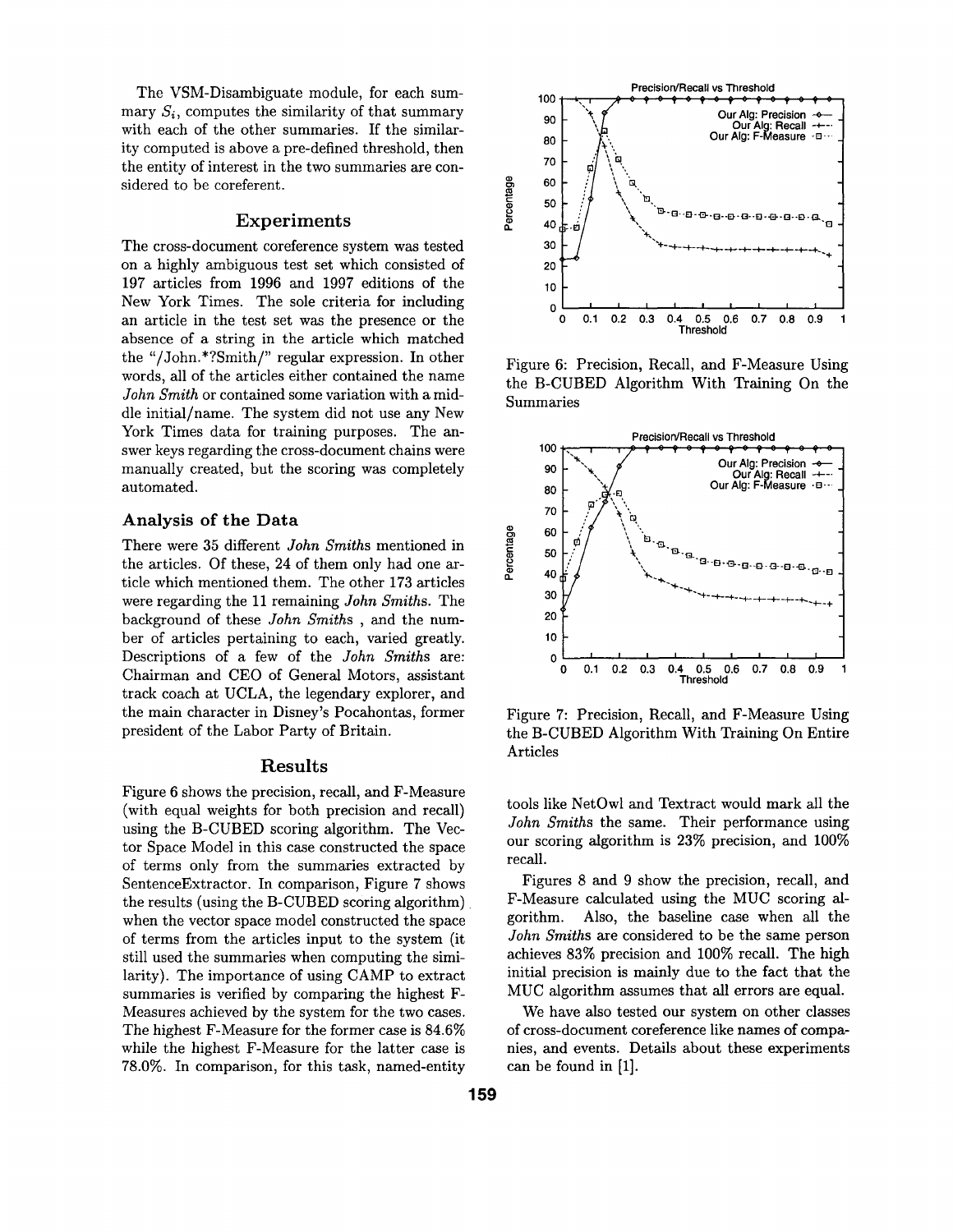The VSM-Disambiguate module, for each summary $S_i$, computes the similarity of that summary with each of the other summaries. If the similarity computed is above a pre-defined threshold, then the entity of interest in the two summaries are considered to be coreferent.

## Experiments

The cross-document coreference system was tested on a highly ambiguous test set which consisted of 197 articles from 1996 and 1997 editions of the New York Times. The sole criteria for including an article in the test set was the presence or the absence of a string in the article which matched the "/John.*?Smith/" regular expression. In other words, all of the articles either contained the name *John Smith* or contained some variation with a middle initial/name. The system did not use any New York Times data for training purposes. The answer keys regarding the cross-document chains were manually created, but the scoring was completely automated.

### Analysis of the Data

There were 35 different *John Smiths* mentioned in the articles. Of these, 24 of them only had one article which mentioned them. The other 173 articles were regarding the 11 remaining *John Smiths*. The background of these *John Smiths* , and the number of articles pertaining to each, varied greatly. Descriptions of a few of the *John Smiths* are: Chairman and CEO of General Motors, assistant track coach at UCLA, the legendary explorer, and the main character in Disney's Pocahontas, former president of the Labor Party of Britain.

## Results

Figure 6 shows the precision, recall, and F-Measure (with equal weights for both precision and recall) using the B-CUBED scoring algorithm. The Vector Space Model in this case constructed the space of terms only from the summaries extracted by SentenceExtractor. In comparison, Figure 7 shows the results (using the B-CUBED scoring algorithm) when the vector space model constructed the space of terms from the articles input to the system (it still used the summaries when computing the similarity). The importance of using CAMP to extract summaries is verified by comparing the highest F-Measures achieved by the system for the two cases. The highest F-Measure for the former case is 84.6% while the highest F-Measure for the latter case is 78.0%. In comparison, for this task, named-entity tools like NetOwl and Textract would mark all the *John Smiths* the same. Their performance using our scoring algorithm is 23% precision, and 100% recall.

Figure 6: Precision, Recall, and F-Measure Using the B-CUBED Algorithm With Training On the Summaries

Figure 7: Precision, Recall, and F-Measure Using the B-CUBED Algorithm With Training On Entire Articles

Figures 8 and 9 show the precision, recall, and F-Measure calculated using the MUC scoring algorithm. Also, the baseline case when all the *John Smiths* are considered to be the same person achieves 83% precision and 100% recall. The high initial precision is mainly due to the fact that the MUC algorithm assumes that all errors are equal.

We have also tested our system on other classes of cross-document coreference like names of companies, and events. Details about these experiments can be found in [1].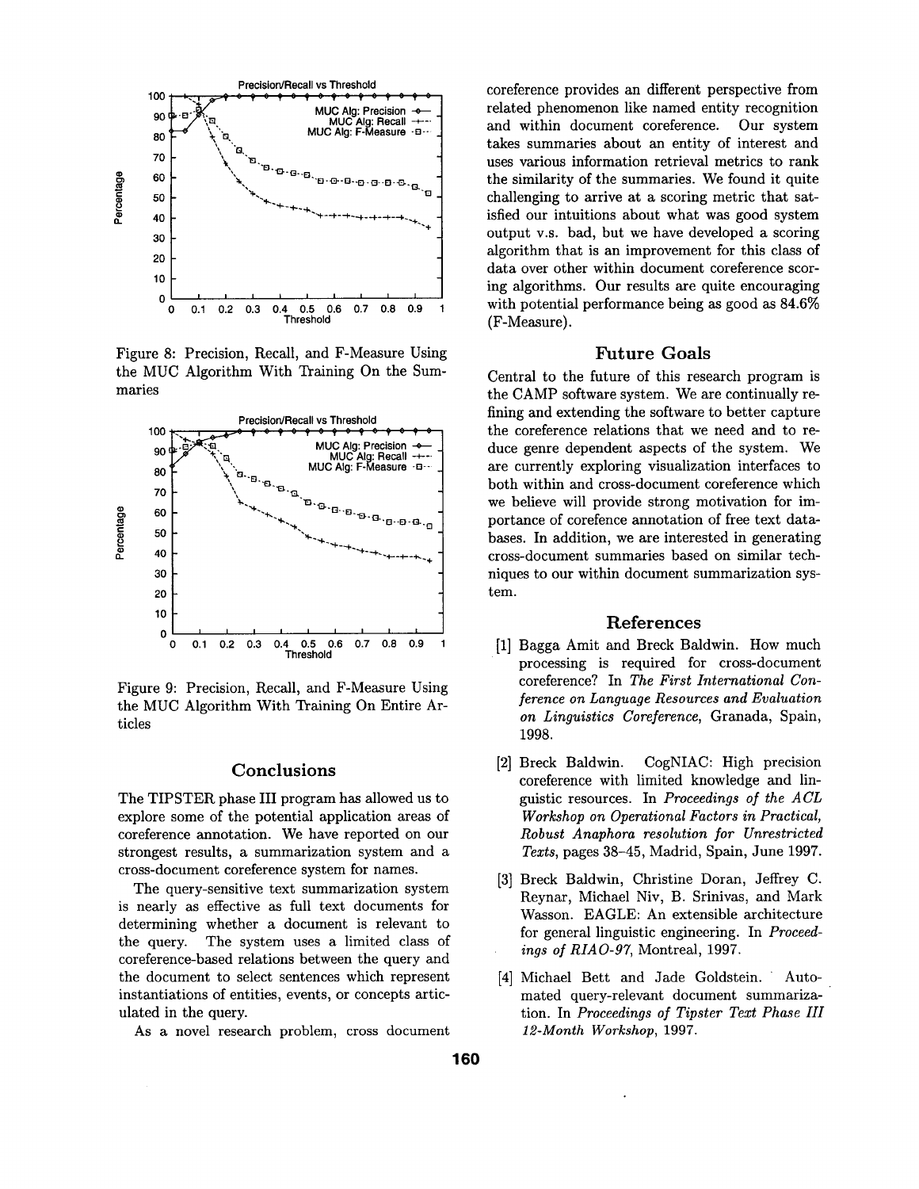Figure 8: Precision, Recall, and F-Measure Using the MUC Algorithm With Training On the Summaries

Figure 9: Precision, Recall, and F-Measure Using the MUC Algorithm With Training On Entire Articles

## Conclusions

The TIPSTER phase III program has allowed us to explore some of the potential application areas of coreference annotation. We have reported on our strongest results, a summarization system and a cross-document coreference system for names.

The query-sensitive text summarization system is nearly as effective as full text documents for determining whether a document is relevant to the query. The system uses a limited class of coreference-based relations between the query and the document to select sentences which represent instantiations of entities, events, or concepts articulated in the query.

As a novel research problem, cross document coreference provides an different perspective from related phenomenon like named entity recognition and within document coreference. Our system takes summaries about an entity of interest and uses various information retrieval metrics to rank the similarity of the summaries. We found it quite challenging to arrive at a scoring metric that satisfied our intuitions about what was good system output v.s. bad, but we have developed a scoring algorithm that is an improvement for this class of data over other within document coreference scoring algorithms. Our results are quite encouraging with potential performance being as good as 84.6% (F-Measure).

## Future Goals

Central to the future of this research program is the CAMP software system. We are continually refining and extending the software to better capture the coreference relations that we need and to reduce genre dependent aspects of the system. We are currently exploring visualization interfaces to both within and cross-document coreference which we believe will provide strong motivation for importance of corefence annotation of free text databases. In addition, we are interested in generating cross-document summaries based on similar techniques to our within document summarization system.

## References

[1] Bagga Amit and Breck Baldwin. How much processing is required for cross-document coreference? In *The First International Conference on Language Resources and Evaluation on Linguistics Coreference*, Granada, Spain, 1998.

[2] Breck Baldwin. CogNIAC: High precision coreference with limited knowledge and linguistic resources. In *Proceedings of the ACL Workshop on Operational Factors in Practical, Robust Anaphora resolution for Unrestricted Texts*, pages 38–45, Madrid, Spain, June 1997.

[3] Breck Baldwin, Christine Doran, Jeffrey C. Reynar, Michael Niv, B. Srinivas, and Mark Wasson. EAGLE: An extensible architecture for general linguistic engineering. In *Proceedings of RIAO-97*, Montreal, 1997.

[4] Michael Bett and Jade Goldstein. Automated query-relevant document summarization. In *Proceedings of Tipster Text Phase III 12-Month Workshop*, 1997.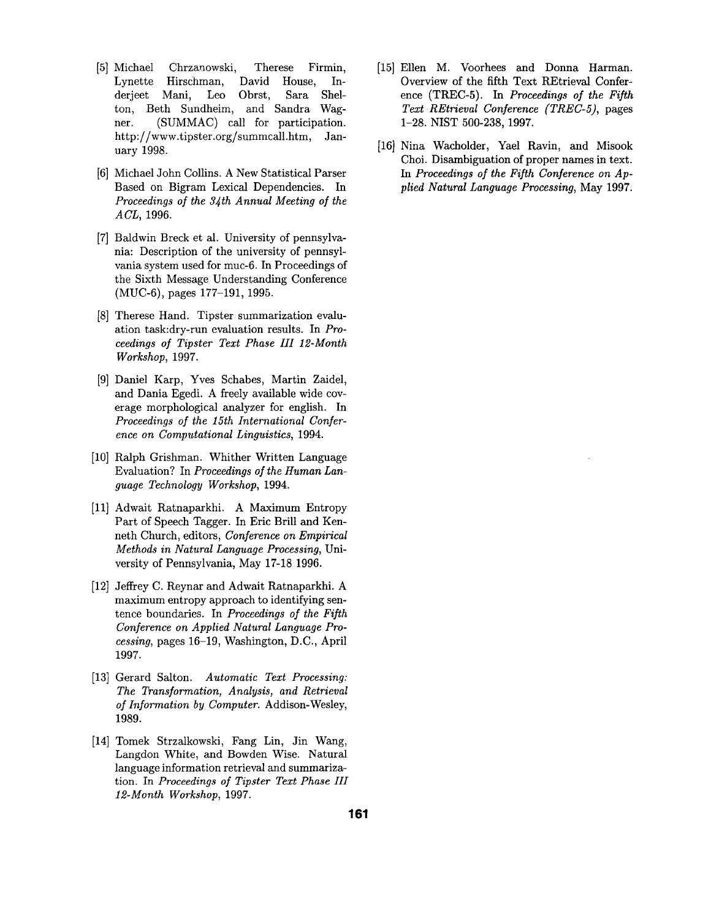[5] Michael Chrzanowski, Therese Firmin, Lynette Hirschman, David House, Inderjeet Mani, Leo Obrst, Sara Shelton, Beth Sundheim, and Sandra Wagner. (SUMMAC) call for participation. http://www.tipster.org/summcall.htm, January 1998.

[6] Michael John Collins. A New Statistical Parser Based on Bigram Lexical Dependencies. In *Proceedings of the 34th Annual Meeting of the ACL*, 1996.

[7] Baldwin Breck et al. University of pennsylvania: Description of the university of pennsylvania system used for muc-6. In Proceedings of the Sixth Message Understanding Conference (MUC-6), pages 177–191, 1995.

[8] Therese Hand. Tipster summarization evaluation task:dry-run evaluation results. In *Proceedings of Tipster Text Phase III 12-Month Workshop*, 1997.

[9] Daniel Karp, Yves Schabes, Martin Zaidel, and Dania Egedi. A freely available wide coverage morphological analyzer for english. In *Proceedings of the 15th International Conference on Computational Linguistics*, 1994.

[10] Ralph Grishman. Whither Written Language Evaluation? In *Proceedings of the Human Language Technology Workshop*, 1994.

[11] Adwait Ratnaparkhi. A Maximum Entropy Part of Speech Tagger. In Eric Brill and Kenneth Church, editors, *Conference on Empirical Methods in Natural Language Processing*, University of Pennsylvania, May 17-18 1996.

[12] Jeffrey C. Reynar and Adwait Ratnaparkhi. A maximum entropy approach to identifying sentence boundaries. In *Proceedings of the Fifth Conference on Applied Natural Language Processing*, pages 16–19, Washington, D.C., April 1997.

[13] Gerard Salton. *Automatic Text Processing: The Transformation, Analysis, and Retrieval of Information by Computer.* Addison-Wesley, 1989.

[14] Tomek Strzalkowski, Fang Lin, Jin Wang, Langdon White, and Bowden Wise. Natural language information retrieval and summarization. In *Proceedings of Tipster Text Phase III 12-Month Workshop*, 1997.

[15] Ellen M. Voorhees and Donna Harman. Overview of the fifth Text REtrieval Conference (TREC-5). In *Proceedings of the Fifth Text REtrieval Conference (TREC-5)*, pages 1–28. NIST 500-238, 1997.

[16] Nina Wacholder, Yael Ravin, and Misook Choi. Disambiguation of proper names in text. In *Proceedings of the Fifth Conference on Applied Natural Language Processing*, May 1997.